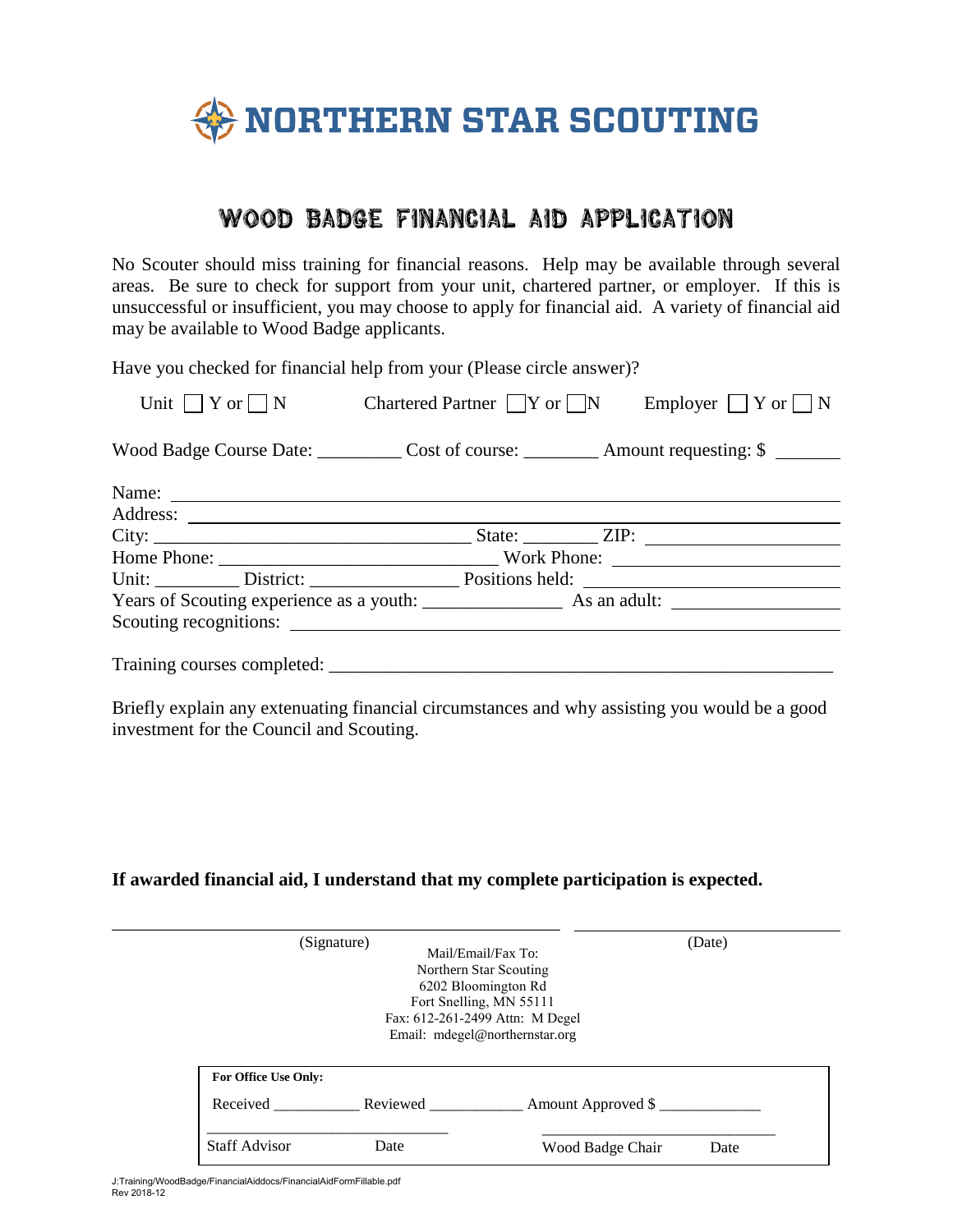# NORTHERN STAR SCOUTING

## WOOD BADGE FINANCIAL AID APPLICATION

No Scouter should miss training for financial reasons. Help may be available through several areas. Be sure to check for support from your unit, chartered partner, or employer. If this is unsuccessful or insufficient, you may choose to apply for financial aid. A variety of financial aid may be available to Wood Badge applicants.

Have you checked for financial help from your (Please circle answer)?

Unit ☐ Y or ☐ N    Chartered Partner ☐ Y or ☐ N    Employer ☐ Y or ☐ N

Wood Badge Course Date: _________ Cost of course: ________ Amount requesting: $ _______

Name: ____________________________________________

Address: ____________________________________________

City: ______________________ State: ________ ZIP: ______________

Home Phone: ______________________ Work Phone: ______________

Unit: _________ District: ________________ Positions held: ______________

Years of Scouting experience as a youth: ______________ As an adult: ______________

Scouting recognitions: ____________________________________________

Training courses completed: ____________________________________________

Briefly explain any extenuating financial circumstances and why assisting you would be a good investment for the Council and Scouting.

**If awarded financial aid, I understand that my complete participation is expected.**

______________________________ (Signature)    ______________________________ (Date)

Mail/Email/Fax To:
Northern Star Scouting
6202 Bloomington Rd
Fort Snelling, MN 55111
Fax: 612-261-2499 Attn: M Degel
Email: mdegel@northernstar.org

**For Office Use Only:**

Received __________ Reviewed ___________ Amount Approved $ ____________

______________________________    ______________________________

Staff Advisor    Date    Wood Badge Chair    Date

J:Training/WoodBadge/FinancialAiddocs/FinancialAidFormFillable.pdf
Rev 2018-12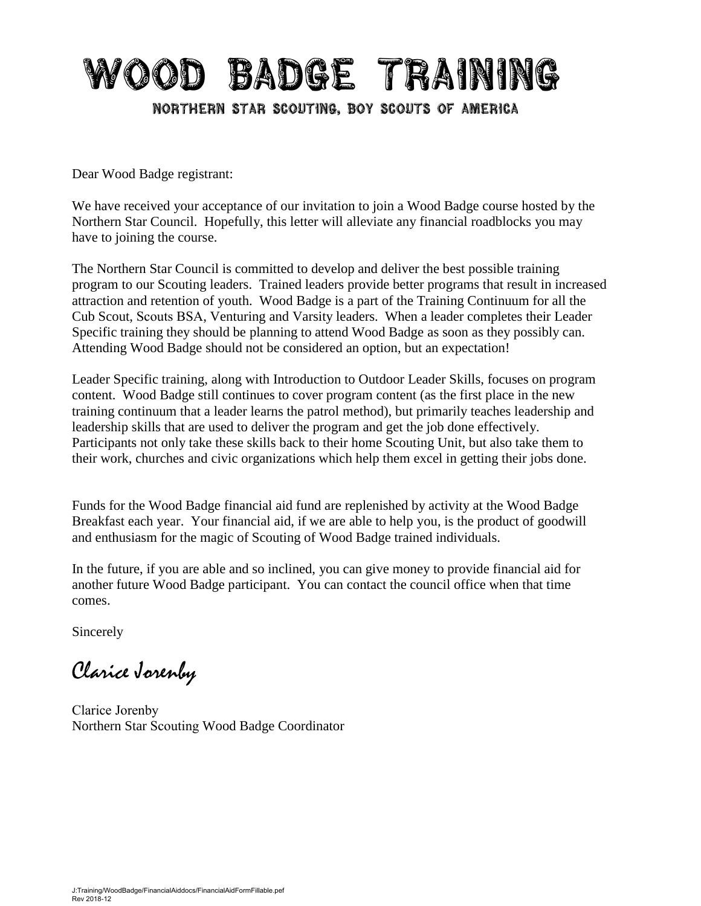# WOOD BADGE TRAINING

## NORTHERN STAR SCOUTING, BOY SCOUTS OF AMERICA

Dear Wood Badge registrant:

We have received your acceptance of our invitation to join a Wood Badge course hosted by the Northern Star Council. Hopefully, this letter will alleviate any financial roadblocks you may have to joining the course.

The Northern Star Council is committed to develop and deliver the best possible training program to our Scouting leaders. Trained leaders provide better programs that result in increased attraction and retention of youth. Wood Badge is a part of the Training Continuum for all the Cub Scout, Scouts BSA, Venturing and Varsity leaders. When a leader completes their Leader Specific training they should be planning to attend Wood Badge as soon as they possibly can. Attending Wood Badge should not be considered an option, but an expectation!

Leader Specific training, along with Introduction to Outdoor Leader Skills, focuses on program content. Wood Badge still continues to cover program content (as the first place in the new training continuum that a leader learns the patrol method), but primarily teaches leadership and leadership skills that are used to deliver the program and get the job done effectively. Participants not only take these skills back to their home Scouting Unit, but also take them to their work, churches and civic organizations which help them excel in getting their jobs done.

Funds for the Wood Badge financial aid fund are replenished by activity at the Wood Badge Breakfast each year. Your financial aid, if we are able to help you, is the product of goodwill and enthusiasm for the magic of Scouting of Wood Badge trained individuals.

In the future, if you are able and so inclined, you can give money to provide financial aid for another future Wood Badge participant. You can contact the council office when that time comes.

Sincerely

*Clarice Jorenby*

Clarice Jorenby
Northern Star Scouting Wood Badge Coordinator

J:Training/WoodBadge/FinancialAiddocs/FinancialAidFormFillable.pef
Rev 2018-12